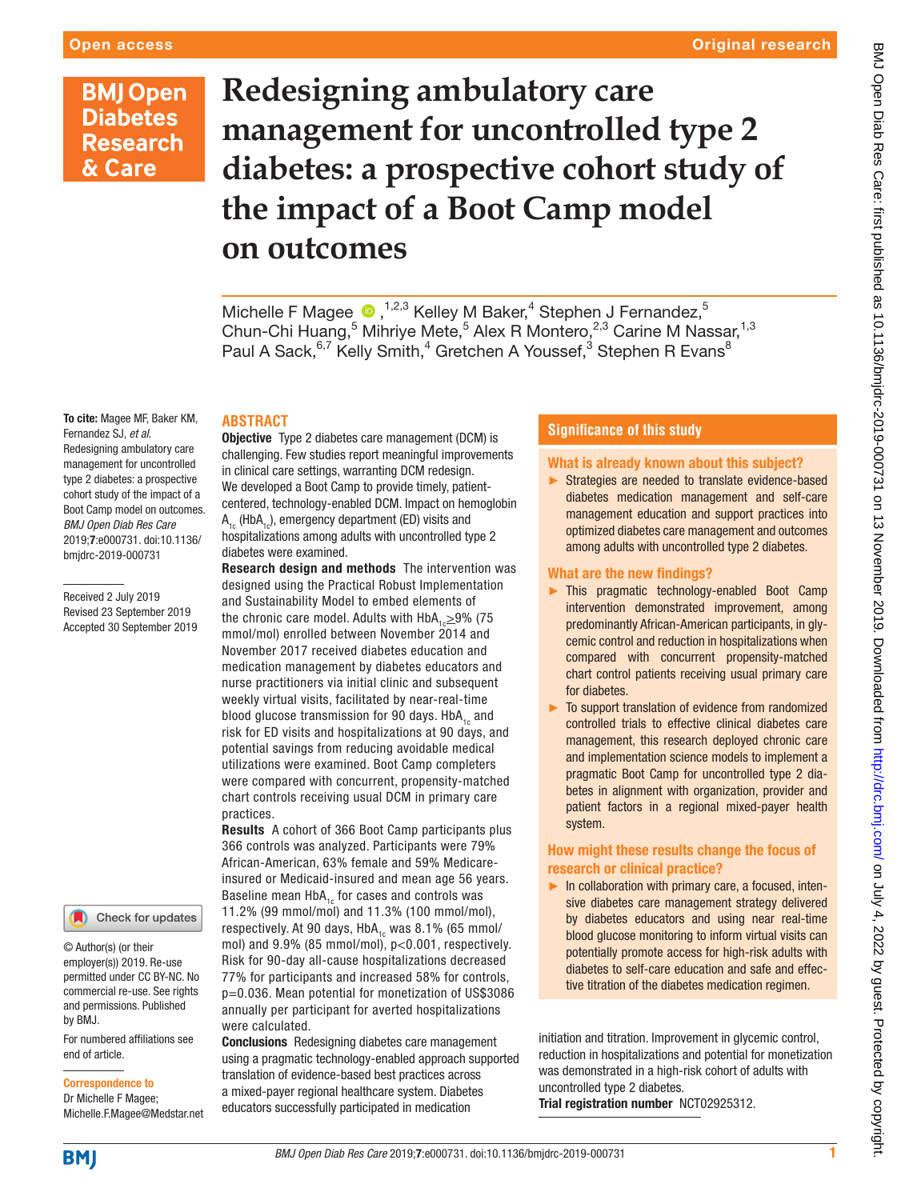Open access

Original research

# Redesigning ambulatory care management for uncontrolled type 2 diabetes: a prospective cohort study of the impact of a Boot Camp model on outcomes

Michelle F Magee,[1,2,3] Kelley M Baker,[4] Stephen J Fernandez,[5] Chun-Chi Huang,[5] Mihriye Mete,[5] Alex R Montero,[2,3] Carine M Nassar,[1,3] Paul A Sack,[6,7] Kelly Smith,[4] Gretchen A Youssef,[3] Stephen R Evans[8]

**To cite:** Magee MF, Baker KM, Fernandez SJ, *et al*. Redesigning ambulatory care management for uncontrolled type 2 diabetes: a prospective cohort study of the impact of a Boot Camp model on outcomes. *BMJ Open Diab Res Care* 2019;**7**:e000731. doi:10.1136/bmjdrc-2019-000731

Received 2 July 2019
Revised 23 September 2019
Accepted 30 September 2019

© Author(s) (or their employer(s)) 2019. Re-use permitted under CC BY-NC. No commercial re-use. See rights and permissions. Published by BMJ.

For numbered affiliations see end of article.

**Correspondence to**
Dr Michelle F Magee;
Michelle.F.Magee@Medstar.net

## ABSTRACT

**Objective** Type 2 diabetes care management (DCM) is challenging. Few studies report meaningful improvements in clinical care settings, warranting DCM redesign. We developed a Boot Camp to provide timely, patient-centered, technology-enabled DCM. Impact on hemoglobin $A_{1c}$ ($HbA_{1c}$), emergency department (ED) visits and hospitalizations among adults with uncontrolled type 2 diabetes were examined.

**Research design and methods** The intervention was designed using the Practical Robust Implementation and Sustainability Model to embed elements of the chronic care model. Adults with $HbA_{1c}$≥9% (75 mmol/mol) enrolled between November 2014 and November 2017 received diabetes education and medication management by diabetes educators and nurse practitioners via initial clinic and subsequent weekly virtual visits, facilitated by near-real-time blood glucose transmission for 90 days. $HbA_{1c}$ and risk for ED visits and hospitalizations at 90 days, and potential savings from reducing avoidable medical utilizations were examined. Boot Camp completers were compared with concurrent, propensity-matched chart controls receiving usual DCM in primary care practices.

**Results** A cohort of 366 Boot Camp participants plus 366 controls was analyzed. Participants were 79% African-American, 63% female and 59% Medicare-insured or Medicaid-insured and mean age 56 years. Baseline mean $HbA_{1c}$ for cases and controls was 11.2% (99 mmol/mol) and 11.3% (100 mmol/mol), respectively. At 90 days, $HbA_{1c}$ was 8.1% (65 mmol/mol) and 9.9% (85 mmol/mol), p<0.001, respectively. Risk for 90-day all-cause hospitalizations decreased 77% for participants and increased 58% for controls, p=0.036. Mean potential for monetization of US$3086 annually per participant for averted hospitalizations were calculated.

**Conclusions** Redesigning diabetes care management using a pragmatic technology-enabled approach supported translation of evidence-based best practices across a mixed-payer regional healthcare system. Diabetes educators successfully participated in medication initiation and titration. Improvement in glycemic control, reduction in hospitalizations and potential for monetization was demonstrated in a high-risk cohort of adults with uncontrolled type 2 diabetes.

**Trial registration number** NCT02925312.

## Significance of this study

### What is already known about this subject?

- Strategies are needed to translate evidence-based diabetes medication management and self-care management education and support practices into optimized diabetes care management and outcomes among adults with uncontrolled type 2 diabetes.

### What are the new findings?

- This pragmatic technology-enabled Boot Camp intervention demonstrated improvement, among predominantly African-American participants, in glycemic control and reduction in hospitalizations when compared with concurrent propensity-matched chart control patients receiving usual primary care for diabetes.
- To support translation of evidence from randomized controlled trials to effective clinical diabetes care management, this research deployed chronic care and implementation science models to implement a pragmatic Boot Camp for uncontrolled type 2 diabetes in alignment with organization, provider and patient factors in a regional mixed-payer health system.

### How might these results change the focus of research or clinical practice?

- In collaboration with primary care, a focused, intensive diabetes care management strategy delivered by diabetes educators and using near real-time blood glucose monitoring to inform virtual visits can potentially promote access for high-risk adults with diabetes to self-care education and safe and effective titration of the diabetes medication regimen.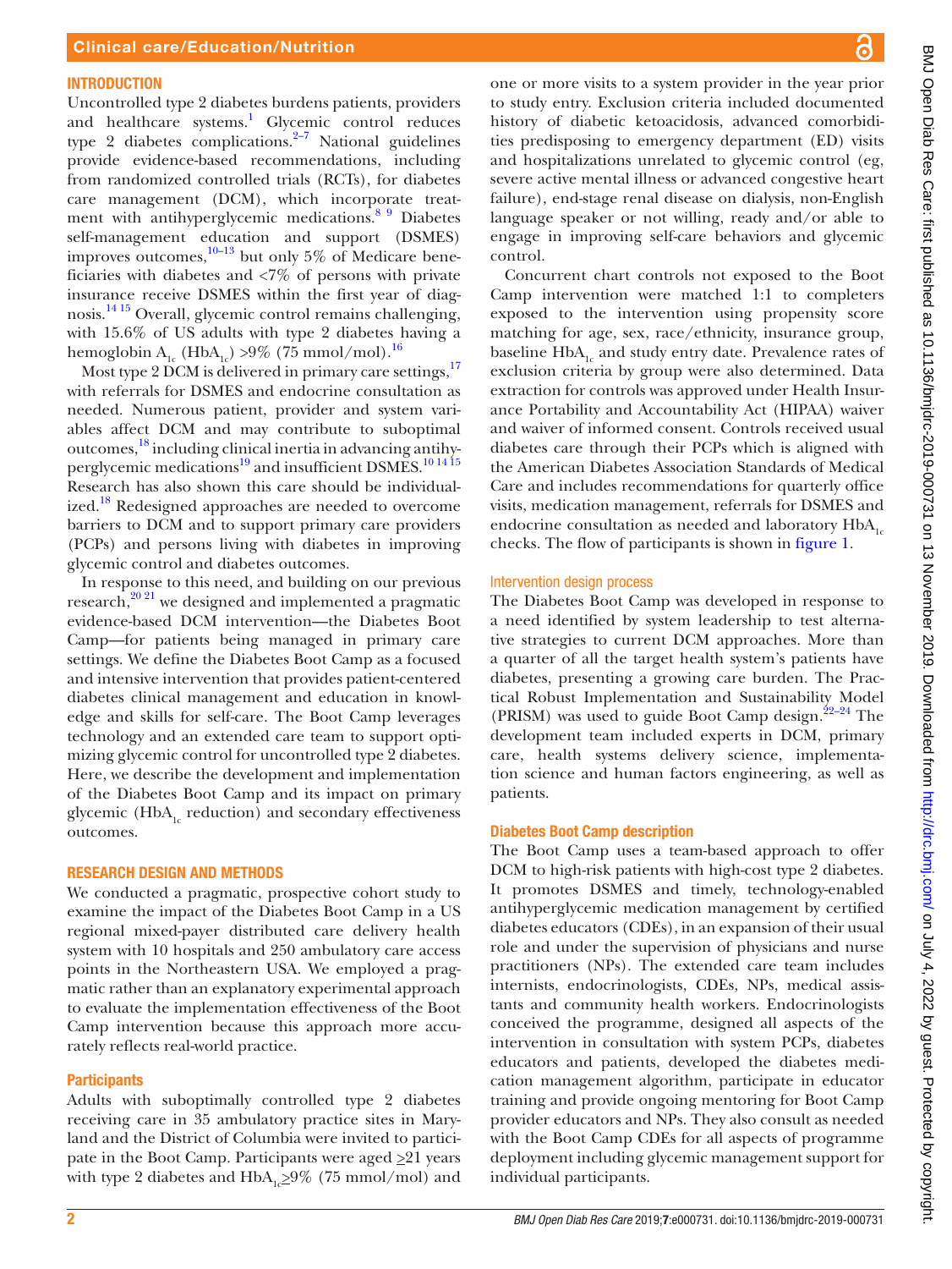## INTRODUCTION

Uncontrolled type 2 diabetes burdens patients, providers and healthcare systems.[1] Glycemic control reduces type 2 diabetes complications.[2–7] National guidelines provide evidence-based recommendations, including from randomized controlled trials (RCTs), for diabetes care management (DCM), which incorporate treatment with antihyperglycemic medications.[8 9] Diabetes self-management education and support (DSMES) improves outcomes,[10–13] but only 5% of Medicare beneficiaries with diabetes and <7% of persons with private insurance receive DSMES within the first year of diagnosis.[14 15] Overall, glycemic control remains challenging, with 15.6% of US adults with type 2 diabetes having a hemoglobin $A_{1c}$ ($HbA_{1c}$) >9% (75 mmol/mol).[16]

Most type 2 DCM is delivered in primary care settings,[17] with referrals for DSMES and endocrine consultation as needed. Numerous patient, provider and system variables affect DCM and may contribute to suboptimal outcomes,[18] including clinical inertia in advancing antihyperglycemic medications[19] and insufficient DSMES.[10 14 15] Research has also shown this care should be individualized.[18] Redesigned approaches are needed to overcome barriers to DCM and to support primary care providers (PCPs) and persons living with diabetes in improving glycemic control and diabetes outcomes.

In response to this need, and building on our previous research,[20 21] we designed and implemented a pragmatic evidence-based DCM intervention—the Diabetes Boot Camp—for patients being managed in primary care settings. We define the Diabetes Boot Camp as a focused and intensive intervention that provides patient-centered diabetes clinical management and education in knowledge and skills for self-care. The Boot Camp leverages technology and an extended care team to support optimizing glycemic control for uncontrolled type 2 diabetes. Here, we describe the development and implementation of the Diabetes Boot Camp and its impact on primary glycemic ($HbA_{1c}$ reduction) and secondary effectiveness outcomes.

## RESEARCH DESIGN AND METHODS

We conducted a pragmatic, prospective cohort study to examine the impact of the Diabetes Boot Camp in a US regional mixed-payer distributed care delivery health system with 10 hospitals and 250 ambulatory care access points in the Northeastern USA. We employed a pragmatic rather than an explanatory experimental approach to evaluate the implementation effectiveness of the Boot Camp intervention because this approach more accurately reflects real-world practice.

### Participants

Adults with suboptimally controlled type 2 diabetes receiving care in 35 ambulatory practice sites in Maryland and the District of Columbia were invited to participate in the Boot Camp. Participants were aged ≥21 years with type 2 diabetes and $HbA_{1c}$≥9% (75 mmol/mol) and one or more visits to a system provider in the year prior to study entry. Exclusion criteria included documented history of diabetic ketoacidosis, advanced comorbidities predisposing to emergency department (ED) visits and hospitalizations unrelated to glycemic control (eg, severe active mental illness or advanced congestive heart failure), end-stage renal disease on dialysis, non-English language speaker or not willing, ready and/or able to engage in improving self-care behaviors and glycemic control.

Concurrent chart controls not exposed to the Boot Camp intervention were matched 1:1 to completers exposed to the intervention using propensity score matching for age, sex, race/ethnicity, insurance group, baseline $HbA_{1c}$ and study entry date. Prevalence rates of exclusion criteria by group were also determined. Data extraction for controls was approved under Health Insurance Portability and Accountability Act (HIPAA) waiver and waiver of informed consent. Controls received usual diabetes care through their PCPs which is aligned with the American Diabetes Association Standards of Medical Care and includes recommendations for quarterly office visits, medication management, referrals for DSMES and endocrine consultation as needed and laboratory $HbA_{1c}$ checks. The flow of participants is shown in figure 1.

### Intervention design process

The Diabetes Boot Camp was developed in response to a need identified by system leadership to test alternative strategies to current DCM approaches. More than a quarter of all the target health system's patients have diabetes, presenting a growing care burden. The Practical Robust Implementation and Sustainability Model (PRISM) was used to guide Boot Camp design.[22–24] The development team included experts in DCM, primary care, health systems delivery science, implementation science and human factors engineering, as well as patients.

### Diabetes Boot Camp description

The Boot Camp uses a team-based approach to offer DCM to high-risk patients with high-cost type 2 diabetes. It promotes DSMES and timely, technology-enabled antihyperglycemic medication management by certified diabetes educators (CDEs), in an expansion of their usual role and under the supervision of physicians and nurse practitioners (NPs). The extended care team includes internists, endocrinologists, CDEs, NPs, medical assistants and community health workers. Endocrinologists conceived the programme, designed all aspects of the intervention in consultation with system PCPs, diabetes educators and patients, developed the diabetes medication management algorithm, participate in educator training and provide ongoing mentoring for Boot Camp provider educators and NPs. They also consult as needed with the Boot Camp CDEs for all aspects of programme deployment including glycemic management support for individual participants.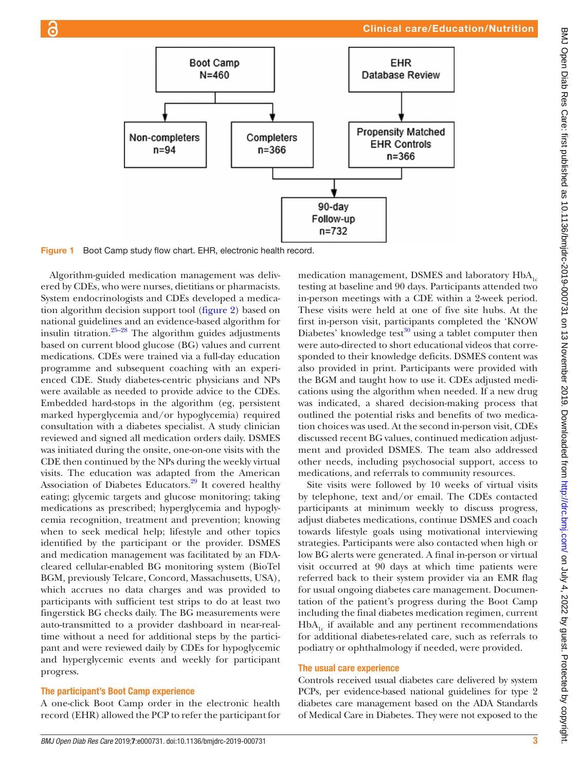Boot Camp N=460

Non-completers n=94

Completers n=366

EHR Database Review

Propensity Matched EHR Controls n=366

90-day Follow-up n=732

Figure 1 Boot Camp study flow chart. EHR, electronic health record.

Algorithm-guided medication management was delivered by CDEs, who were nurses, dietitians or pharmacists. System endocrinologists and CDEs developed a medication algorithm decision support tool (figure 2) based on national guidelines and an evidence-based algorithm for insulin titration.[25–28] The algorithm guides adjustments based on current blood glucose (BG) values and current medications. CDEs were trained via a full-day education programme and subsequent coaching with an experienced CDE. Study diabetes-centric physicians and NPs were available as needed to provide advice to the CDEs. Embedded hard-stops in the algorithm (eg, persistent marked hyperglycemia and/or hypoglycemia) required consultation with a diabetes specialist. A study clinician reviewed and signed all medication orders daily. DSMES was initiated during the onsite, one-on-one visits with the CDE then continued by the NPs during the weekly virtual visits. The education was adapted from the American Association of Diabetes Educators.[29] It covered healthy eating; glycemic targets and glucose monitoring; taking medications as prescribed; hyperglycemia and hypoglycemia recognition, treatment and prevention; knowing when to seek medical help; lifestyle and other topics identified by the participant or the provider. DSMES and medication management was facilitated by an FDA-cleared cellular-enabled BG monitoring system (BioTel BGM, previously Telcare, Concord, Massachusetts, USA), which accrues no data charges and was provided to participants with sufficient test strips to do at least two fingerstick BG checks daily. The BG measurements were auto-transmitted to a provider dashboard in near-real-time without a need for additional steps by the participant and were reviewed daily by CDEs for hypoglycemic and hyperglycemic events and weekly for participant progress.

## The participant's Boot Camp experience

A one-click Boot Camp order in the electronic health record (EHR) allowed the PCP to refer the participant for medication management, DSMES and laboratory $HbA_{1c}$ testing at baseline and 90 days. Participants attended two in-person meetings with a CDE within a 2-week period. These visits were held at one of five site hubs. At the first in-person visit, participants completed the 'KNOW Diabetes' knowledge test[30] using a tablet computer then were auto-directed to short educational videos that corresponded to their knowledge deficits. DSMES content was also provided in print. Participants were provided with the BGM and taught how to use it. CDEs adjusted medications using the algorithm when needed. If a new drug was indicated, a shared decision-making process that outlined the potential risks and benefits of two medication choices was used. At the second in-person visit, CDEs discussed recent BG values, continued medication adjustment and provided DSMES. The team also addressed other needs, including psychosocial support, access to medications, and referrals to community resources.

Site visits were followed by 10 weeks of virtual visits by telephone, text and/or email. The CDEs contacted participants at minimum weekly to discuss progress, adjust diabetes medications, continue DSMES and coach towards lifestyle goals using motivational interviewing strategies. Participants were also contacted when high or low BG alerts were generated. A final in-person or virtual visit occurred at 90 days at which time patients were referred back to their system provider via an EMR flag for usual ongoing diabetes care management. Documentation of the patient's progress during the Boot Camp including the final diabetes medication regimen, current $HbA_{1c}$ if available and any pertinent recommendations for additional diabetes-related care, such as referrals to podiatry or ophthalmology if needed, were provided.

## The usual care experience

Controls received usual diabetes care delivered by system PCPs, per evidence-based national guidelines for type 2 diabetes care management based on the ADA Standards of Medical Care in Diabetes. They were not exposed to the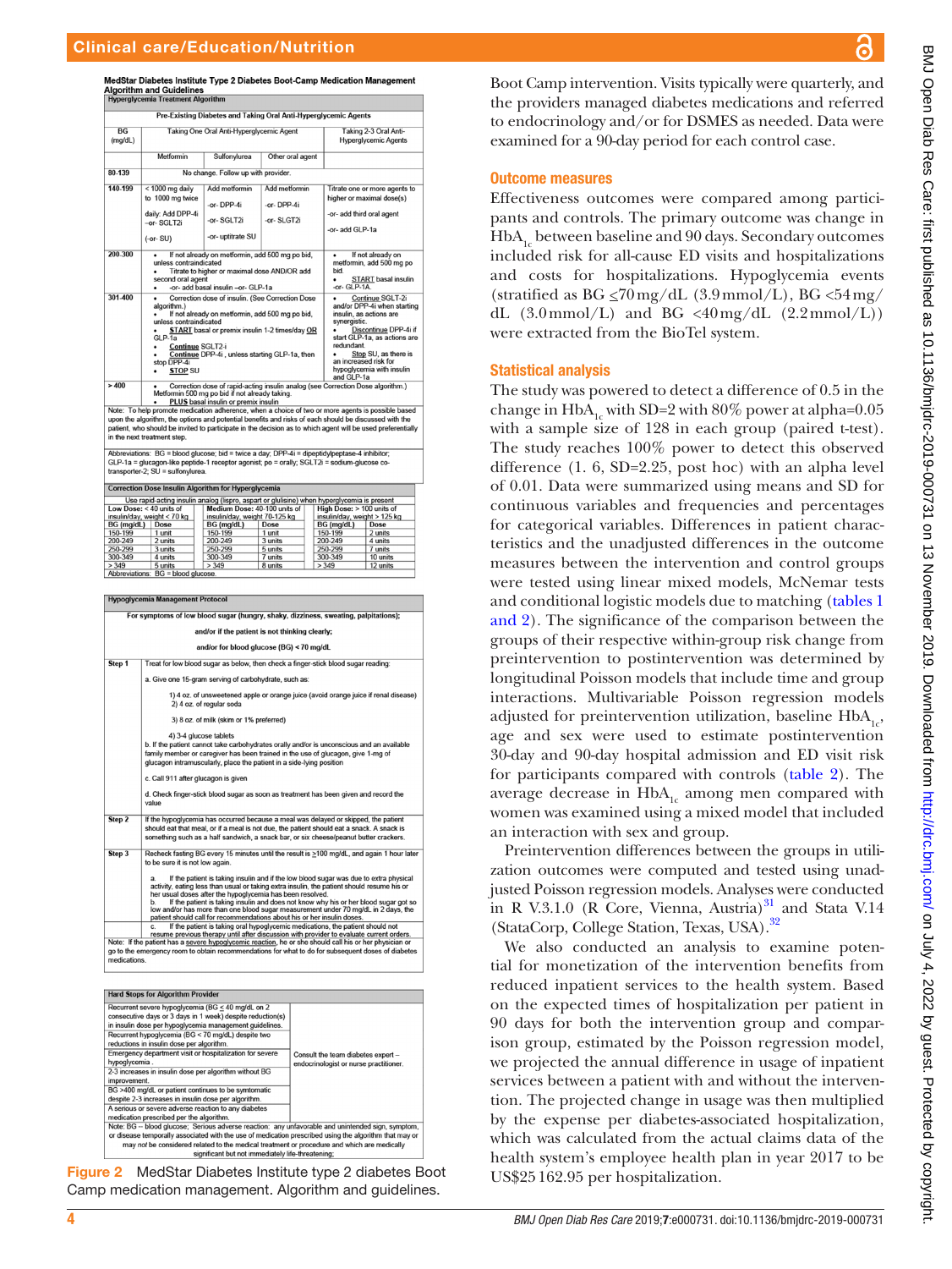**MedStar Diabetes Institute Type 2 Diabetes Boot-Camp Medication Management Algorithm and Guidelines**

**Hyperglycemia Treatment Algorithm**

| BG (mg/dL) | Pre-Existing Diabetes and Taking Oral Anti-Hyperglycemic Agents | | | |
|---|---|---|---|---|
| | Taking One Oral Anti-Hyperglycemic Agent | | | Taking 2-3 Oral Anti-Hyperglycemic Agents |
| | Metformin | Sulfonylurea | Other oral agent | |
| 80-139 | No change. Follow up with provider. | | | |
| 140-199 | < 1000 mg daily to 1000 mg twice daily: Add DPP-4i –or- SGLT2i (-or- SU) | Add metformin -or- DPP-4i -or- SGLT2i -or- uptitrate SU | Add metformin -or- DPP-4i -or- SLGT2i | Titrate one or more agents to higher or maximal dose(s) -or- add third oral agent -or- add GLP-1a |
| 200-300 | • If not already on metformin, add 500 mg po bid, unless contraindicated • Titrate to higher or maximal dose AND/OR add second oral agent • -or- add basal insulin –or- GLP-1a | | | • If not already on metformin, add 500 mg po bid. • START basal insulin -or- GLP-1A. |
| 301-400 | • Correction dose of insulin. (See Correction Dose algorithm.) • If not already on metformin, add 500 mg po bid, unless contraindicated • START basal or premix insulin 1-2 times/day OR GLP-1a • Continue SGLT2-i • Continue DPP-4i , unless starting GLP-1a, then stop DPP-4i • STOP SU | | | • Continue SGLT-2i and/or DPP-4i when starting insulin, as actions are synergistic. • Discontinue DPP-4i if start GLP-1a, as actions are redundant. • Stop SU, as there is an increased risk for hypoglycemia with insulin and GLP-1a |
| > 400 | • Correction dose of rapid-acting insulin analog (see Correction Dose algorithm.) Metformin 500 mg po bid if not already taking. • PLUS basal insulin or premix insulin | | | |

Note: To help promote medication adherence, when a choice of two or more agents is possible based upon the algorithm, the options and potential benefits and risks of each should be discussed with the patient, who should be invited to participate in the decision as to which agent will be used preferentially in the next treatment step.

Abbreviations: BG = blood glucose; bid = twice a day; DPP-4i = dipeptidylpeptase-4 inhibitor; GLP-1a = glucagon-like peptide-1 receptor agonist; po = orally; SGLT2i = sodium-glucose co-transporter-2; SU = sulfonylurea.

**Correction Dose Insulin Algorithm for Hyperglycemia**

Use rapid-acting insulin analog (lispro, aspart or glulisine) when hyperglycemia is present

| Low Dose: < 40 units of insulin/day, weight < 70 kg | | Medium Dose: 40-100 units of insulin/day, weight 70-125 kg | | High Dose: > 100 units of insulin/day, weight > 125 kg | |
|---|---|---|---|---|---|
| BG (mg/dL) | Dose | BG (mg/dL) | Dose | BG (mg/dL) | Dose |
| 150-199 | 1 unit | 150-199 | 1 unit | 150-199 | 2 units |
| 200-249 | 2 units | 200-249 | 3 units | 200-249 | 4 units |
| 250-299 | 3 units | 250-299 | 5 units | 250-299 | 7 units |
| 300-349 | 4 units | 300-349 | 7 units | 300-349 | 10 units |
| > 349 | 5 units | > 349 | 8 units | > 349 | 12 units |

Abbreviations: BG = blood glucose.

**Hypoglycemia Management Protocol**

For symptoms of low blood sugar (hungry, shaky, dizziness, sweating, palpitations); and/or if the patient is not thinking clearly; and/or for blood glucose (BG) < 70 mg/dL

| Step | |
|---|---|
| Step 1 | Treat for low blood sugar as below, then check a finger-stick blood sugar reading: a. Give one 15-gram serving of carbohydrate, such as: 1) 4 oz. of unsweetened apple or orange juice (avoid orange juice if renal disease) 2) 4 oz. of regular soda 3) 8 oz. of milk (skim or 1% preferred) 4) 3-4 glucose tablets b. If the patient cannot take carbohydrates orally and/or is unconscious and an available family member or caregiver has been trained in the use of glucagon, give 1-mg of glucagon intramuscularly, place the patient in a side-lying position c. Call 911 after glucagon is given d. Check finger-stick blood sugar as soon as treatment has been given and record the value |
| Step 2 | If the hypoglycemia has occurred because a meal was delayed or skipped, the patient should eat that meal, or if a meal is not due, the patient should eat a snack. A snack is something such as a half sandwich, a snack bar, or six cheese/peanut butter crackers. |
| Step 3 | Recheck fasting BG every 15 minutes until the result is ≥100 mg/dL, and again 1 hour later to be sure it is not low again. a. If the patient is taking insulin and if the low blood sugar was due to extra physical activity, eating less than usual or taking extra insulin, the patient should resume his or her usual doses after the hypoglycemia has been resolved. b. If the patient is taking insulin and does not know why his or her blood sugar got so low and/or has more than one blood sugar measurement under 70 mg/dL in 2 days, the patient should call for recommendations about his or her insulin doses. c. If the patient is taking oral hypoglycemic medications, the patient should not resume previous therapy until after discussion with provider to evaluate current orders. |

Note: If the patient has a severe hypoglycemic reaction, he or she should call his or her physician or go to the emergency room to obtain recommendations for what to do for subsequent doses of diabetes medications.

**Hard Stops for Algorithm Provider**

| | |
|---|---|
| Recurrent severe hypoglycemia (BG ≤ 40 mg/dL on 2 consecutive days or 3 days in 1 week) despite reduction(s) in insulin dose per hypoglycemia management guidelines. | Consult the team diabetes expert – endocrinologist or nurse practitioner. |
| Recurrent hypoglycemia (BG < 70 mg/dL) despite two reductions in insulin dose per algorithm. | |
| Emergency department visit or hospitalization for severe hypoglycemia . | |
| 2-3 increases in insulin dose per algorithm without BG improvement. | |
| BG >400 mg/dL or patient continues to be symptomatic despite 2-3 increases in insulin dose per algorithm. | |
| A serious or severe adverse reaction to any diabetes medication prescribed per the algorithm. | |

Note: BG = blood glucose; Serious adverse reaction: any unfavorable and unintended sign, symptom, or disease temporally associated with the use of medication prescribed using the algorithm that may or may not be considered related to the medical treatment or procedure and which are medically significant but not immediately life-threatening;

**Figure 2** MedStar Diabetes Institute type 2 diabetes Boot Camp medication management. Algorithm and guidelines.

Boot Camp intervention. Visits typically were quarterly, and the providers managed diabetes medications and referred to endocrinology and/or for DSMES as needed. Data were examined for a 90-day period for each control case.

## Outcome measures

Effectiveness outcomes were compared among participants and controls. The primary outcome was change in $HbA_{1c}$ between baseline and 90 days. Secondary outcomes included risk for all-cause ED visits and hospitalizations and costs for hospitalizations. Hypoglycemia events (stratified as BG ≤70 mg/dL (3.9 mmol/L), BG <54 mg/dL (3.0 mmol/L) and BG <40 mg/dL (2.2 mmol/L)) were extracted from the BioTel system.

## Statistical analysis

The study was powered to detect a difference of 0.5 in the change in $HbA_{1c}$ with SD=2 with 80% power at alpha=0.05 with a sample size of 128 in each group (paired t-test). The study reaches 100% power to detect this observed difference (1. 6, SD=2.25, post hoc) with an alpha level of 0.01. Data were summarized using means and SD for continuous variables and frequencies and percentages for categorical variables. Differences in patient characteristics and the unadjusted differences in the outcome measures between the intervention and control groups were tested using linear mixed models, McNemar tests and conditional logistic models due to matching (tables 1 and 2). The significance of the comparison between the groups of their respective within-group risk change from preintervention to postintervention was determined by longitudinal Poisson models that include time and group interactions. Multivariable Poisson regression models adjusted for preintervention utilization, baseline $HbA_{1c}$, age and sex were used to estimate postintervention 30-day and 90-day hospital admission and ED visit risk for participants compared with controls (table 2). The average decrease in $HbA_{1c}$ among men compared with women was examined using a mixed model that included an interaction with sex and group.

Preintervention differences between the groups in utilization outcomes were computed and tested using unadjusted Poisson regression models. Analyses were conducted in R V.3.1.0 (R Core, Vienna, Austria)[31] and Stata V.14 (StataCorp, College Station, Texas, USA).[32]

We also conducted an analysis to examine potential for monetization of the intervention benefits from reduced inpatient services to the health system. Based on the expected times of hospitalization per patient in 90 days for both the intervention group and comparison group, estimated by the Poisson regression model, we projected the annual difference in usage of inpatient services between a patient with and without the intervention. The projected change in usage was then multiplied by the expense per diabetes-associated hospitalization, which was calculated from the actual claims data of the health system's employee health plan in year 2017 to be US$25 162.95 per hospitalization.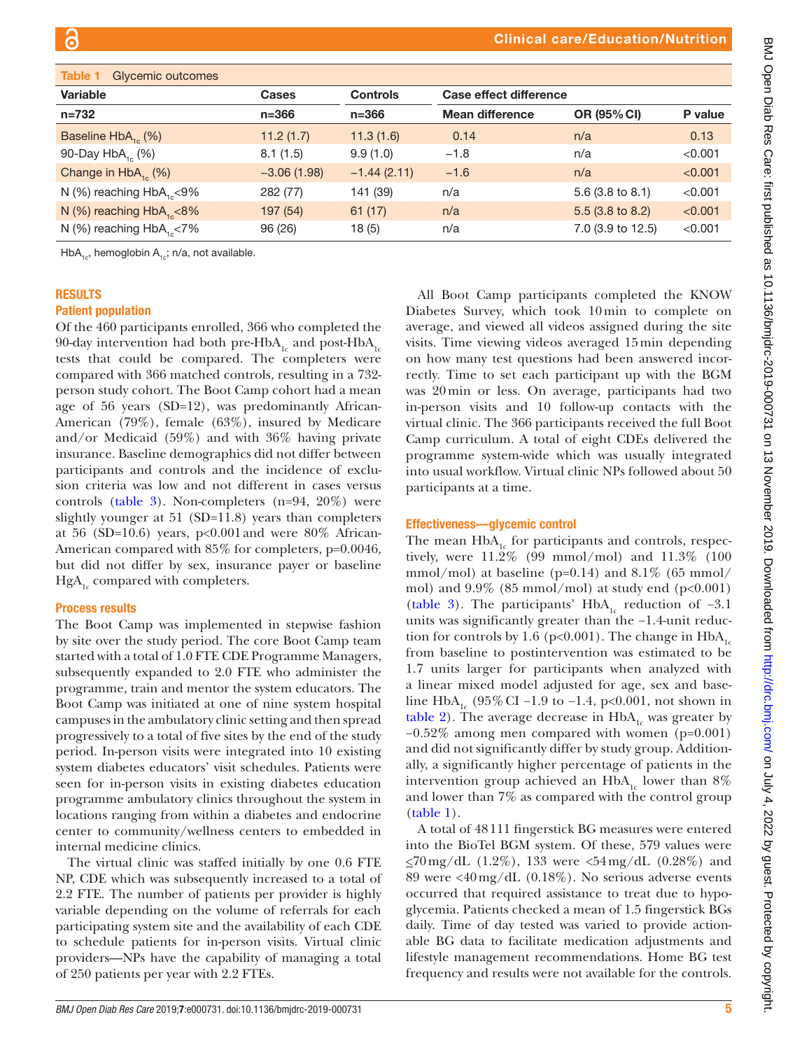**Table 1** Glycemic outcomes

| Variable | Cases | Controls | Case effect difference | | |
|---|---|---|---|---|---|
| n=732 | n=366 | n=366 | Mean difference | OR (95% CI) | P value |
| Baseline $HbA_{1c}$ (%) | 11.2 (1.7) | 11.3 (1.6) | 0.14 | n/a | 0.13 |
| 90-Day $HbA_{1c}$ (%) | 8.1 (1.5) | 9.9 (1.0) | −1.8 | n/a | <0.001 |
| Change in $HbA_{1c}$ (%) | −3.06 (1.98) | −1.44 (2.11) | −1.6 | n/a | <0.001 |
| N (%) reaching $HbA_{1c}$<9% | 282 (77) | 141 (39) | n/a | 5.6 (3.8 to 8.1) | <0.001 |
| N (%) reaching $HbA_{1c}$<8% | 197 (54) | 61 (17) | n/a | 5.5 (3.8 to 8.2) | <0.001 |
| N (%) reaching $HbA_{1c}$<7% | 96 (26) | 18 (5) | n/a | 7.0 (3.9 to 12.5) | <0.001 |

$HbA_{1c}$, hemoglobin $A_{1c}$; n/a, not available.

## RESULTS

### Patient population

Of the 460 participants enrolled, 366 who completed the 90-day intervention had both pre-$HbA_{1c}$ and post-$HbA_{1c}$ tests that could be compared. The completers were compared with 366 matched controls, resulting in a 732-person study cohort. The Boot Camp cohort had a mean age of 56 years (SD=12), was predominantly African-American (79%), female (63%), insured by Medicare and/or Medicaid (59%) and with 36% having private insurance. Baseline demographics did not differ between participants and controls and the incidence of exclusion criteria was low and not different in cases versus controls (table 3). Non-completers (n=94, 20%) were slightly younger at 51 (SD=11.8) years than completers at 56 (SD=10.6) years, p<0.001 and were 80% African-American compared with 85% for completers, p=0.0046, but did not differ by sex, insurance payer or baseline $HgA_{1c}$ compared with completers.

### Process results

The Boot Camp was implemented in stepwise fashion by site over the study period. The core Boot Camp team started with a total of 1.0 FTE CDE Programme Managers, subsequently expanded to 2.0 FTE who administer the programme, train and mentor the system educators. The Boot Camp was initiated at one of nine system hospital campuses in the ambulatory clinic setting and then spread progressively to a total of five sites by the end of the study period. In-person visits were integrated into 10 existing system diabetes educators' visit schedules. Patients were seen for in-person visits in existing diabetes education programme ambulatory clinics throughout the system in locations ranging from within a diabetes and endocrine center to community/wellness centers to embedded in internal medicine clinics.

The virtual clinic was staffed initially by one 0.6 FTE NP, CDE which was subsequently increased to a total of 2.2 FTE. The number of patients per provider is highly variable depending on the volume of referrals for each participating system site and the availability of each CDE to schedule patients for in-person visits. Virtual clinic providers—NPs have the capability of managing a total of 250 patients per year with 2.2 FTEs.

All Boot Camp participants completed the KNOW Diabetes Survey, which took 10 min to complete on average, and viewed all videos assigned during the site visits. Time viewing videos averaged 15 min depending on how many test questions had been answered incorrectly. Time to set each participant up with the BGM was 20 min or less. On average, participants had two in-person visits and 10 follow-up contacts with the virtual clinic. The 366 participants received the full Boot Camp curriculum. A total of eight CDEs delivered the programme system-wide which was usually integrated into usual workflow. Virtual clinic NPs followed about 50 participants at a time.

### Effectiveness—glycemic control

The mean $HbA_{1c}$ for participants and controls, respectively, were 11.2% (99 mmol/mol) and 11.3% (100 mmol/mol) at baseline (p=0.14) and 8.1% (65 mmol/mol) and 9.9% (85 mmol/mol) at study end (p<0.001) (table 3). The participants' $HbA_{1c}$ reduction of −3.1 units was significantly greater than the −1.4-unit reduction for controls by 1.6 (p<0.001). The change in $HbA_{1c}$ from baseline to postintervention was estimated to be 1.7 units larger for participants when analyzed with a linear mixed model adjusted for age, sex and baseline $HbA_{1c}$ (95% CI −1.9 to −1.4, p<0.001, not shown in table 2). The average decrease in $HbA_{1c}$ was greater by −0.52% among men compared with women (p=0.001) and did not significantly differ by study group. Additionally, a significantly higher percentage of patients in the intervention group achieved an $HbA_{1c}$ lower than 8% and lower than 7% as compared with the control group (table 1).

A total of 48 111 fingerstick BG measures were entered into the BioTel BGM system. Of these, 579 values were ≤70 mg/dL (1.2%), 133 were <54 mg/dL (0.28%) and 89 were <40 mg/dL (0.18%). No serious adverse events occurred that required assistance to treat due to hypoglycemia. Patients checked a mean of 1.5 fingerstick BGs daily. Time of day tested was varied to provide actionable BG data to facilitate medication adjustments and lifestyle management recommendations. Home BG test frequency and results were not available for the controls.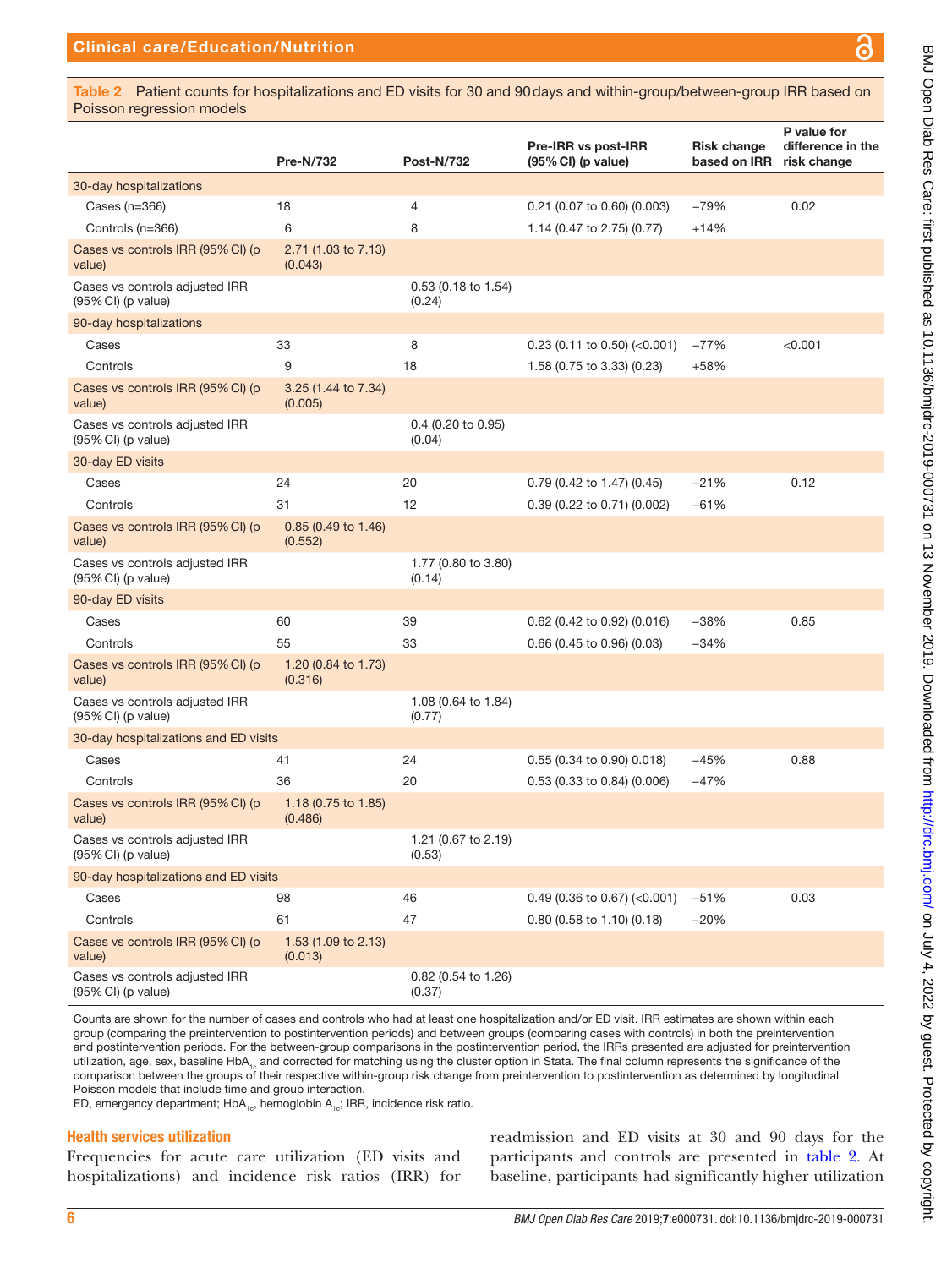**Table 2** Patient counts for hospitalizations and ED visits for 30 and 90 days and within-group/between-group IRR based on Poisson regression models

| | Pre-N/732 | Post-N/732 | Pre-IRR vs post-IRR (95% CI) (p value) | Risk change based on IRR | P value for difference in the risk change |
|---|---|---|---|---|---|
| 30-day hospitalizations | | | | | |
| Cases (n=366) | 18 | 4 | 0.21 (0.07 to 0.60) (0.003) | −79% | 0.02 |
| Controls (n=366) | 6 | 8 | 1.14 (0.47 to 2.75) (0.77) | +14% | |
| Cases vs controls IRR (95% CI) (p value) | 2.71 (1.03 to 7.13) (0.043) | | | | |
| Cases vs controls adjusted IRR (95% CI) (p value) | | 0.53 (0.18 to 1.54) (0.24) | | | |
| 90-day hospitalizations | | | | | |
| Cases | 33 | 8 | 0.23 (0.11 to 0.50) (<0.001) | −77% | <0.001 |
| Controls | 9 | 18 | 1.58 (0.75 to 3.33) (0.23) | +58% | |
| Cases vs controls IRR (95% CI) (p value) | 3.25 (1.44 to 7.34) (0.005) | | | | |
| Cases vs controls adjusted IRR (95% CI) (p value) | | 0.4 (0.20 to 0.95) (0.04) | | | |
| 30-day ED visits | | | | | |
| Cases | 24 | 20 | 0.79 (0.42 to 1.47) (0.45) | −21% | 0.12 |
| Controls | 31 | 12 | 0.39 (0.22 to 0.71) (0.002) | −61% | |
| Cases vs controls IRR (95% CI) (p value) | 0.85 (0.49 to 1.46) (0.552) | | | | |
| Cases vs controls adjusted IRR (95% CI) (p value) | | 1.77 (0.80 to 3.80) (0.14) | | | |
| 90-day ED visits | | | | | |
| Cases | 60 | 39 | 0.62 (0.42 to 0.92) (0.016) | −38% | 0.85 |
| Controls | 55 | 33 | 0.66 (0.45 to 0.96) (0.03) | −34% | |
| Cases vs controls IRR (95% CI) (p value) | 1.20 (0.84 to 1.73) (0.316) | | | | |
| Cases vs controls adjusted IRR (95% CI) (p value) | | 1.08 (0.64 to 1.84) (0.77) | | | |
| 30-day hospitalizations and ED visits | | | | | |
| Cases | 41 | 24 | 0.55 (0.34 to 0.90) 0.018) | −45% | 0.88 |
| Controls | 36 | 20 | 0.53 (0.33 to 0.84) (0.006) | −47% | |
| Cases vs controls IRR (95% CI) (p value) | 1.18 (0.75 to 1.85) (0.486) | | | | |
| Cases vs controls adjusted IRR (95% CI) (p value) | | 1.21 (0.67 to 2.19) (0.53) | | | |
| 90-day hospitalizations and ED visits | | | | | |
| Cases | 98 | 46 | 0.49 (0.36 to 0.67) (<0.001) | −51% | 0.03 |
| Controls | 61 | 47 | 0.80 (0.58 to 1.10) (0.18) | −20% | |
| Cases vs controls IRR (95% CI) (p value) | 1.53 (1.09 to 2.13) (0.013) | | | | |
| Cases vs controls adjusted IRR (95% CI) (p value) | | 0.82 (0.54 to 1.26) (0.37) | | | |

Counts are shown for the number of cases and controls who had at least one hospitalization and/or ED visit. IRR estimates are shown within each group (comparing the preintervention to postintervention periods) and between groups (comparing cases with controls) in both the preintervention and postintervention periods. For the between-group comparisons in the postintervention period, the IRRs presented are adjusted for preintervention utilization, age, sex, baseline $HbA_{1c}$ and corrected for matching using the cluster option in Stata. The final column represents the significance of the comparison between the groups of their respective within-group risk change from preintervention to postintervention as determined by longitudinal Poisson models that include time and group interaction.

ED, emergency department; $HbA_{1c}$, hemoglobin $A_{1c}$; IRR, incidence risk ratio.

## Health services utilization

Frequencies for acute care utilization (ED visits and hospitalizations) and incidence risk ratios (IRR) for readmission and ED visits at 30 and 90 days for the participants and controls are presented in table 2. At baseline, participants had significantly higher utilization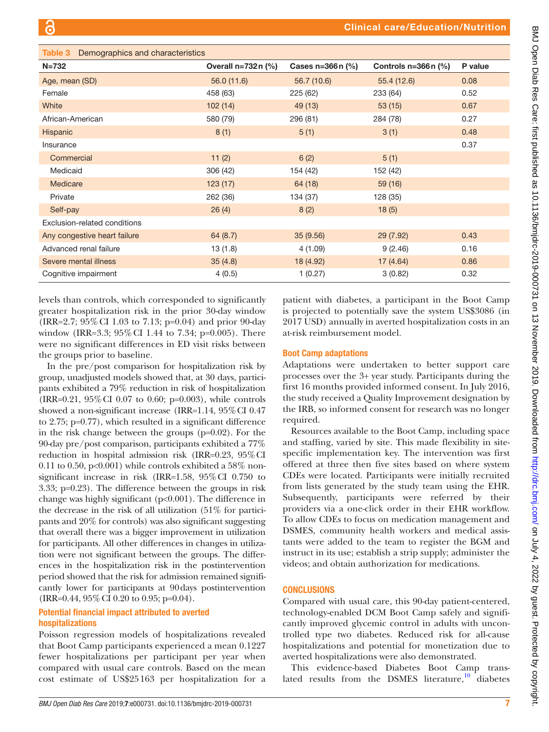**Table 3** Demographics and characteristics

| N=732 | Overall n=732 n (%) | Cases n=366 n (%) | Controls n=366 n (%) | P value |
|---|---|---|---|---|
| Age, mean (SD) | 56.0 (11.6) | 56.7 (10.6) | 55.4 (12.6) | 0.08 |
| Female | 458 (63) | 225 (62) | 233 (64) | 0.52 |
| White | 102 (14) | 49 (13) | 53 (15) | 0.67 |
| African-American | 580 (79) | 296 (81) | 284 (78) | 0.27 |
| Hispanic | 8 (1) | 5 (1) | 3 (1) | 0.48 |
| Insurance | | | | 0.37 |
| Commercial | 11 (2) | 6 (2) | 5 (1) | |
| Medicaid | 306 (42) | 154 (42) | 152 (42) | |
| Medicare | 123 (17) | 64 (18) | 59 (16) | |
| Private | 262 (36) | 134 (37) | 128 (35) | |
| Self-pay | 26 (4) | 8 (2) | 18 (5) | |
| Exclusion-related conditions | | | | |
| Any congestive heart failure | 64 (8.7) | 35 (9.56) | 29 (7.92) | 0.43 |
| Advanced renal failure | 13 (1.8) | 4 (1.09) | 9 (2.46) | 0.16 |
| Severe mental illness | 35 (4.8) | 18 (4.92) | 17 (4.64) | 0.86 |
| Cognitive impairment | 4 (0.5) | 1 (0.27) | 3 (0.82) | 0.32 |

levels than controls, which corresponded to significantly greater hospitalization risk in the prior 30-day window (IRR=2.7; 95% CI 1.03 to 7.13; p=0.04) and prior 90-day window (IRR=3.3; 95% CI 1.44 to 7.34; p=0.005). There were no significant differences in ED visit risks between the groups prior to baseline.

In the pre/post comparison for hospitalization risk by group, unadjusted models showed that, at 30 days, participants exhibited a 79% reduction in risk of hospitalization (IRR=0.21, 95% CI 0.07 to 0.60; p=0.003), while controls showed a non-significant increase (IRR=1.14, 95% CI 0.47 to 2.75; p=0.77), which resulted in a significant difference in the risk change between the groups (p=0.02). For the 90-day pre/post comparison, participants exhibited a 77% reduction in hospital admission risk (IRR=0.23, 95% CI 0.11 to 0.50, p<0.001) while controls exhibited a 58% non-significant increase in risk (IRR=1.58, 95% CI 0.750 to 3.33; p=0.23). The difference between the groups in risk change was highly significant (p<0.001). The difference in the decrease in the risk of all utilization (51% for participants and 20% for controls) was also significant suggesting that overall there was a bigger improvement in utilization for participants. All other differences in changes in utilization were not significant between the groups. The differences in the hospitalization risk in the postintervention period showed that the risk for admission remained significantly lower for participants at 90 days postintervention (IRR=0.44, 95% CI 0.20 to 0.95; p=0.04).

### Potential financial impact attributed to averted hospitalizations

Poisson regression models of hospitalizations revealed that Boot Camp participants experienced a mean 0.1227 fewer hospitalizations per participant per year when compared with usual care controls. Based on the mean cost estimate of US$25 163 per hospitalization for a patient with diabetes, a participant in the Boot Camp is projected to potentially save the system US$3086 (in 2017 USD) annually in averted hospitalization costs in an at-risk reimbursement model.

### Boot Camp adaptations

Adaptations were undertaken to better support care processes over the 3+ year study. Participants during the first 16 months provided informed consent. In July 2016, the study received a Quality Improvement designation by the IRB, so informed consent for research was no longer required.

Resources available to the Boot Camp, including space and staffing, varied by site. This made flexibility in site-specific implementation key. The intervention was first offered at three then five sites based on where system CDEs were located. Participants were initially recruited from lists generated by the study team using the EHR. Subsequently, participants were referred by their providers via a one-click order in their EHR workflow. To allow CDEs to focus on medication management and DSMES, community health workers and medical assistants were added to the team to register the BGM and instruct in its use; establish a strip supply; administer the videos; and obtain authorization for medications.

## CONCLUSIONS

Compared with usual care, this 90-day patient-centered, technology-enabled DCM Boot Camp safely and significantly improved glycemic control in adults with uncontrolled type two diabetes. Reduced risk for all-cause hospitalizations and potential for monetization due to averted hospitalizations were also demonstrated.

This evidence-based Diabetes Boot Camp translated results from the DSMES literature,[10] diabetes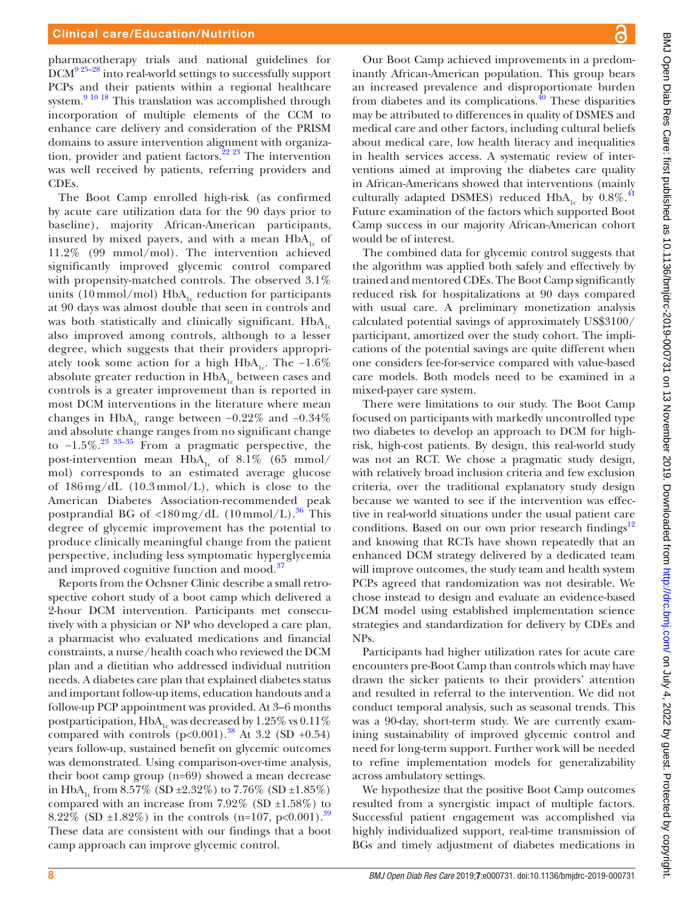pharmacotherapy trials and national guidelines for DCM[9 25–28] into real-world settings to successfully support PCPs and their patients within a regional healthcare system.[9 10 18] This translation was accomplished through incorporation of multiple elements of the CCM to enhance care delivery and consideration of the PRISM domains to assure intervention alignment with organization, provider and patient factors.[22 23] The intervention was well received by patients, referring providers and CDEs.

The Boot Camp enrolled high-risk (as confirmed by acute care utilization data for the 90 days prior to baseline), majority African-American participants, insured by mixed payers, and with a mean $HbA_{1c}$ of 11.2% (99 mmol/mol). The intervention achieved significantly improved glycemic control compared with propensity-matched controls. The observed 3.1% units (10 mmol/mol) $HbA_{1c}$ reduction for participants at 90 days was almost double that seen in controls and was both statistically and clinically significant. $HbA_{1c}$ also improved among controls, although to a lesser degree, which suggests that their providers appropriately took some action for a high $HbA_{1c}$. The −1.6% absolute greater reduction in $HbA_{1c}$ between cases and controls is a greater improvement than is reported in most DCM interventions in the literature where mean changes in $HbA_{1c}$ range between −0.22% and −0.34% and absolute change ranges from no significant change to −1.5%.[23 33–35] From a pragmatic perspective, the post-intervention mean $HbA_{1c}$ of 8.1% (65 mmol/mol) corresponds to an estimated average glucose of 186 mg/dL (10.3 mmol/L), which is close to the American Diabetes Association-recommended peak postprandial BG of <180 mg/dL (10 mmol/L).[36] This degree of glycemic improvement has the potential to produce clinically meaningful change from the patient perspective, including less symptomatic hyperglycemia and improved cognitive function and mood.[37]

Reports from the Ochsner Clinic describe a small retrospective cohort study of a boot camp which delivered a 2-hour DCM intervention. Participants met consecutively with a physician or NP who developed a care plan, a pharmacist who evaluated medications and financial constraints, a nurse/health coach who reviewed the DCM plan and a dietitian who addressed individual nutrition needs. A diabetes care plan that explained diabetes status and important follow-up items, education handouts and a follow-up PCP appointment was provided. At 3–6 months postparticipation, $HbA_{1c}$ was decreased by 1.25% vs 0.11% compared with controls ($p<0.001$).[38] At 3.2 (SD +0.54) years follow-up, sustained benefit on glycemic outcomes was demonstrated. Using comparison-over-time analysis, their boot camp group (n=69) showed a mean decrease in $HbA_{1c}$ from 8.57% (SD ±2.32%) to 7.76% (SD ±1.85%) compared with an increase from 7.92% (SD ±1.58%) to 8.22% (SD ±1.82%) in the controls (n=107, $p<0.001$).[39] These data are consistent with our findings that a boot camp approach can improve glycemic control.

Our Boot Camp achieved improvements in a predominantly African-American population. This group bears an increased prevalence and disproportionate burden from diabetes and its complications.[40] These disparities may be attributed to differences in quality of DSMES and medical care and other factors, including cultural beliefs about medical care, low health literacy and inequalities in health services access. A systematic review of interventions aimed at improving the diabetes care quality in African-Americans showed that interventions (mainly culturally adapted DSMES) reduced $HbA_{1c}$ by 0.8%.[41] Future examination of the factors which supported Boot Camp success in our majority African-American cohort would be of interest.

The combined data for glycemic control suggests that the algorithm was applied both safely and effectively by trained and mentored CDEs. The Boot Camp significantly reduced risk for hospitalizations at 90 days compared with usual care. A preliminary monetization analysis calculated potential savings of approximately US$3100/participant, amortized over the study cohort. The implications of the potential savings are quite different when one considers fee-for-service compared with value-based care models. Both models need to be examined in a mixed-payer care system.

There were limitations to our study. The Boot Camp focused on participants with markedly uncontrolled type two diabetes to develop an approach to DCM for high-risk, high-cost patients. By design, this real-world study was not an RCT. We chose a pragmatic study design, with relatively broad inclusion criteria and few exclusion criteria, over the traditional explanatory study design because we wanted to see if the intervention was effective in real-world situations under the usual patient care conditions. Based on our own prior research findings[12] and knowing that RCTs have shown repeatedly that an enhanced DCM strategy delivered by a dedicated team will improve outcomes, the study team and health system PCPs agreed that randomization was not desirable. We chose instead to design and evaluate an evidence-based DCM model using established implementation science strategies and standardization for delivery by CDEs and NPs.

Participants had higher utilization rates for acute care encounters pre-Boot Camp than controls which may have drawn the sicker patients to their providers' attention and resulted in referral to the intervention. We did not conduct temporal analysis, such as seasonal trends. This was a 90-day, short-term study. We are currently examining sustainability of improved glycemic control and need for long-term support. Further work will be needed to refine implementation models for generalizability across ambulatory settings.

We hypothesize that the positive Boot Camp outcomes resulted from a synergistic impact of multiple factors. Successful patient engagement was accomplished via highly individualized support, real-time transmission of BGs and timely adjustment of diabetes medications in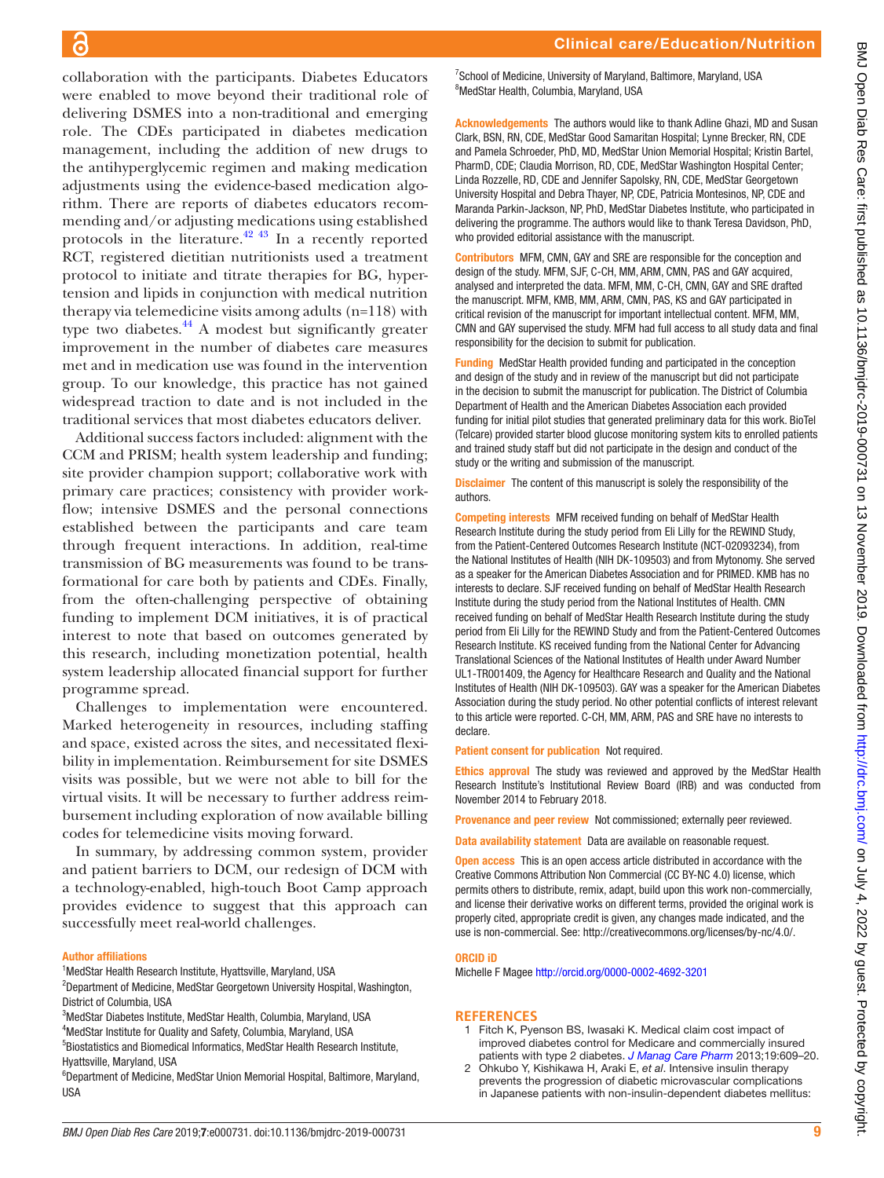collaboration with the participants. Diabetes Educators were enabled to move beyond their traditional role of delivering DSMES into a non-traditional and emerging role. The CDEs participated in diabetes medication management, including the addition of new drugs to the antihyperglycemic regimen and making medication adjustments using the evidence-based medication algorithm. There are reports of diabetes educators recommending and/or adjusting medications using established protocols in the literature.[42 43] In a recently reported RCT, registered dietitian nutritionists used a treatment protocol to initiate and titrate therapies for BG, hypertension and lipids in conjunction with medical nutrition therapy via telemedicine visits among adults (n=118) with type two diabetes.[44] A modest but significantly greater improvement in the number of diabetes care measures met and in medication use was found in the intervention group. To our knowledge, this practice has not gained widespread traction to date and is not included in the traditional services that most diabetes educators deliver.

Additional success factors included: alignment with the CCM and PRISM; health system leadership and funding; site provider champion support; collaborative work with primary care practices; consistency with provider workflow; intensive DSMES and the personal connections established between the participants and care team through frequent interactions. In addition, real-time transmission of BG measurements was found to be transformational for care both by patients and CDEs. Finally, from the often-challenging perspective of obtaining funding to implement DCM initiatives, it is of practical interest to note that based on outcomes generated by this research, including monetization potential, health system leadership allocated financial support for further programme spread.

Challenges to implementation were encountered. Marked heterogeneity in resources, including staffing and space, existed across the sites, and necessitated flexibility in implementation. Reimbursement for site DSMES visits was possible, but we were not able to bill for the virtual visits. It will be necessary to further address reimbursement including exploration of now available billing codes for telemedicine visits moving forward.

In summary, by addressing common system, provider and patient barriers to DCM, our redesign of DCM with a technology-enabled, high-touch Boot Camp approach provides evidence to suggest that this approach can successfully meet real-world challenges.

**Author affiliations**

[1]MedStar Health Research Institute, Hyattsville, Maryland, USA
[2]Department of Medicine, MedStar Georgetown University Hospital, Washington, District of Columbia, USA
[3]MedStar Diabetes Institute, MedStar Health, Columbia, Maryland, USA
[4]MedStar Institute for Quality and Safety, Columbia, Maryland, USA
[5]Biostatistics and Biomedical Informatics, MedStar Health Research Institute, Hyattsville, Maryland, USA
[6]Department of Medicine, MedStar Union Memorial Hospital, Baltimore, Maryland, USA
[7]School of Medicine, University of Maryland, Baltimore, Maryland, USA
[8]MedStar Health, Columbia, Maryland, USA

**Acknowledgements** The authors would like to thank Adline Ghazi, MD and Susan Clark, BSN, RN, CDE, MedStar Good Samaritan Hospital; Lynne Brecker, RN, CDE and Pamela Schroeder, PhD, MD, MedStar Union Memorial Hospital; Kristin Bartel, PharmD, CDE; Claudia Morrison, RD, CDE, MedStar Washington Hospital Center; Linda Rozzelle, RD, CDE and Jennifer Sapolsky, RN, CDE, MedStar Georgetown University Hospital and Debra Thayer, NP, CDE, Patricia Montesinos, NP, CDE and Maranda Parkin-Jackson, NP, PhD, MedStar Diabetes Institute, who participated in delivering the programme. The authors would like to thank Teresa Davidson, PhD, who provided editorial assistance with the manuscript.

**Contributors** MFM, CMN, GAY and SRE are responsible for the conception and design of the study. MFM, SJF, C-CH, MM, ARM, CMN, PAS and GAY acquired, analysed and interpreted the data. MFM, MM, C-CH, CMN, GAY and SRE drafted the manuscript. MFM, KMB, MM, ARM, CMN, PAS, KS and GAY participated in critical revision of the manuscript for important intellectual content. MFM, MM, CMN and GAY supervised the study. MFM had full access to all study data and final responsibility for the decision to submit for publication.

**Funding** MedStar Health provided funding and participated in the conception and design of the study and in review of the manuscript but did not participate in the decision to submit the manuscript for publication. The District of Columbia Department of Health and the American Diabetes Association each provided funding for initial pilot studies that generated preliminary data for this work. BioTel (Telcare) provided starter blood glucose monitoring system kits to enrolled patients and trained study staff but did not participate in the design and conduct of the study or the writing and submission of the manuscript.

**Disclaimer** The content of this manuscript is solely the responsibility of the authors.

**Competing interests** MFM received funding on behalf of MedStar Health Research Institute during the study period from Eli Lilly for the REWIND Study, from the Patient-Centered Outcomes Research Institute (NCT-02093234), from the National Institutes of Health (NIH DK-109503) and from Mytonomy. She served as a speaker for the American Diabetes Association and for PRIMED. KMB has no interests to declare. SJF received funding on behalf of MedStar Health Research Institute during the study period from the National Institutes of Health. CMN received funding on behalf of MedStar Health Research Institute during the study period from Eli Lilly for the REWIND Study and from the Patient-Centered Outcomes Research Institute. KS received funding from the National Center for Advancing Translational Sciences of the National Institutes of Health under Award Number UL1-TR001409, the Agency for Healthcare Research and Quality and the National Institutes of Health (NIH DK-109503). GAY was a speaker for the American Diabetes Association during the study period. No other potential conflicts of interest relevant to this article were reported. C-CH, MM, ARM, PAS and SRE have no interests to declare.

**Patient consent for publication** Not required.

**Ethics approval** The study was reviewed and approved by the MedStar Health Research Institute's Institutional Review Board (IRB) and was conducted from November 2014 to February 2018.

**Provenance and peer review** Not commissioned; externally peer reviewed.

**Data availability statement** Data are available on reasonable request.

**Open access** This is an open access article distributed in accordance with the Creative Commons Attribution Non Commercial (CC BY-NC 4.0) license, which permits others to distribute, remix, adapt, build upon this work non-commercially, and license their derivative works on different terms, provided the original work is properly cited, appropriate credit is given, any changes made indicated, and the use is non-commercial. See: http://creativecommons.org/licenses/by-nc/4.0/.

**ORCID iD**

Michelle F Magee http://orcid.org/0000-0002-4692-3201

## REFERENCES

1. Fitch K, Pyenson BS, Iwasaki K. Medical claim cost impact of improved diabetes control for Medicare and commercially insured patients with type 2 diabetes. *J Manag Care Pharm* 2013;19:609–20.
2. Ohkubo Y, Kishikawa H, Araki E, *et al*. Intensive insulin therapy prevents the progression of diabetic microvascular complications in Japanese patients with non-insulin-dependent diabetes mellitus: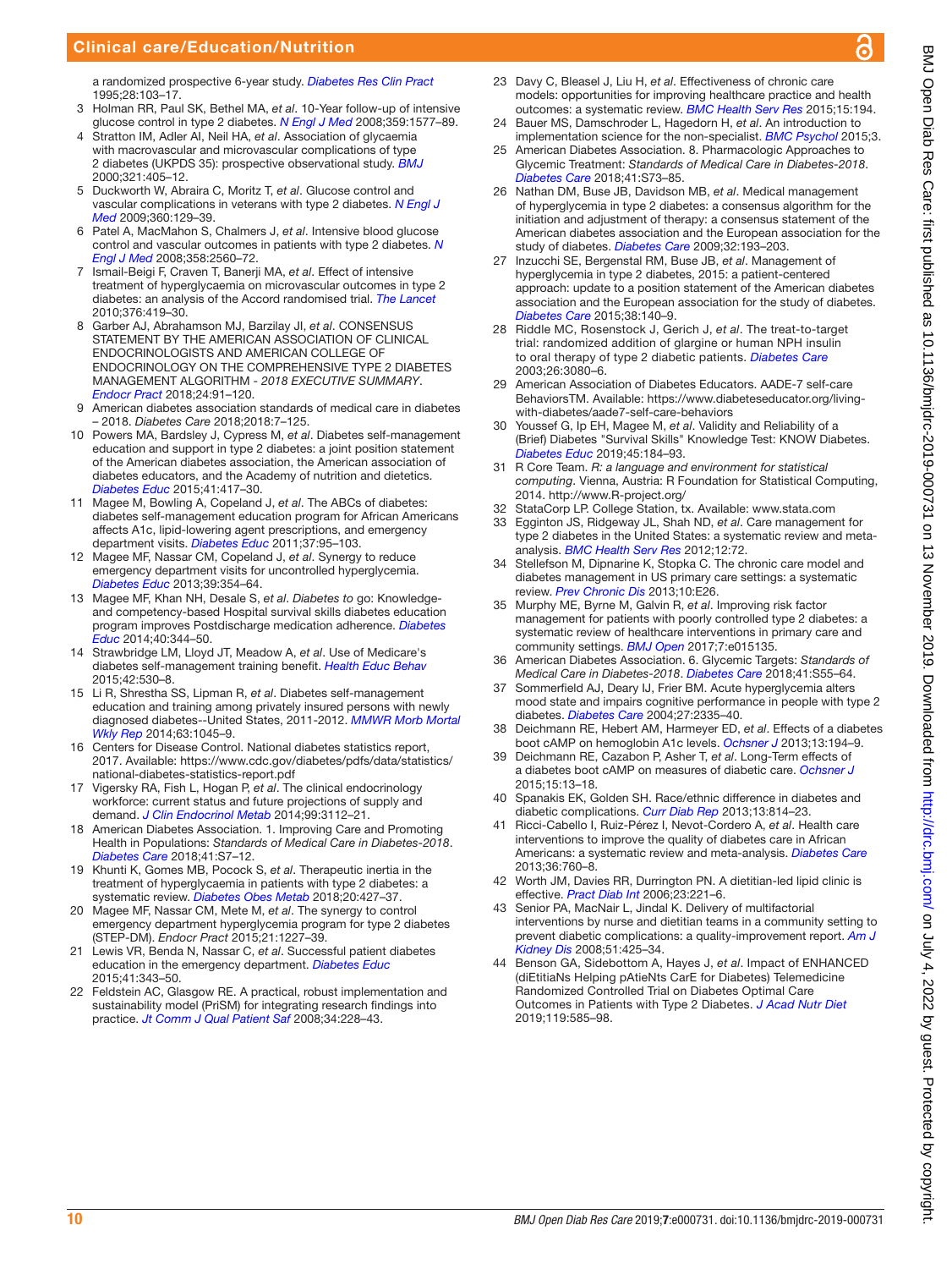a randomized prospective 6-year study. *Diabetes Res Clin Pract* 1995;28:103–17.

3. Holman RR, Paul SK, Bethel MA, *et al*. 10-Year follow-up of intensive glucose control in type 2 diabetes. *N Engl J Med* 2008;359:1577–89.
4. Stratton IM, Adler AI, Neil HA, *et al*. Association of glycaemia with macrovascular and microvascular complications of type 2 diabetes (UKPDS 35): prospective observational study. *BMJ* 2000;321:405–12.
5. Duckworth W, Abraira C, Moritz T, *et al*. Glucose control and vascular complications in veterans with type 2 diabetes. *N Engl J Med* 2009;360:129–39.
6. Patel A, MacMahon S, Chalmers J, *et al*. Intensive blood glucose control and vascular outcomes in patients with type 2 diabetes. *N Engl J Med* 2008;358:2560–72.
7. Ismail-Beigi F, Craven T, Banerji MA, *et al*. Effect of intensive treatment of hyperglycaemia on microvascular outcomes in type 2 diabetes: an analysis of the Accord randomised trial. *The Lancet* 2010;376:419–30.
8. Garber AJ, Abrahamson MJ, Barzilay JI, *et al*. CONSENSUS STATEMENT BY THE AMERICAN ASSOCIATION OF CLINICAL ENDOCRINOLOGISTS AND AMERICAN COLLEGE OF ENDOCRINOLOGY ON THE COMPREHENSIVE TYPE 2 DIABETES MANAGEMENT ALGORITHM - *2018 EXECUTIVE SUMMARY*. *Endocr Pract* 2018;24:91–120.
9. American diabetes association standards of medical care in diabetes – 2018. *Diabetes Care* 2018;2018:7–125.
10. Powers MA, Bardsley J, Cypress M, *et al*. Diabetes self-management education and support in type 2 diabetes: a joint position statement of the American diabetes association, the American association of diabetes educators, and the Academy of nutrition and dietetics. *Diabetes Educ* 2015;41:417–30.
11. Magee M, Bowling A, Copeland J, *et al*. The ABCs of diabetes: diabetes self-management education program for African Americans affects A1c, lipid-lowering agent prescriptions, and emergency department visits. *Diabetes Educ* 2011;37:95–103.
12. Magee MF, Nassar CM, Copeland J, *et al*. Synergy to reduce emergency department visits for uncontrolled hyperglycemia. *Diabetes Educ* 2013;39:354–64.
13. Magee MF, Khan NH, Desale S, *et al*. *Diabetes to* go: Knowledge- and competency-based Hospital survival skills diabetes education program improves Postdischarge medication adherence. *Diabetes Educ* 2014;40:344–50.
14. Strawbridge LM, Lloyd JT, Meadow A, *et al*. Use of Medicare's diabetes self-management training benefit. *Health Educ Behav* 2015;42:530–8.
15. Li R, Shrestha SS, Lipman R, *et al*. Diabetes self-management education and training among privately insured persons with newly diagnosed diabetes--United States, 2011-2012. *MMWR Morb Mortal Wkly Rep* 2014;63:1045–9.
16. Centers for Disease Control. National diabetes statistics report, 2017. Available: https://www.cdc.gov/diabetes/pdfs/data/statistics/national-diabetes-statistics-report.pdf
17. Vigersky RA, Fish L, Hogan P, *et al*. The clinical endocrinology workforce: current status and future projections of supply and demand. *J Clin Endocrinol Metab* 2014;99:3112–21.
18. American Diabetes Association. 1. Improving Care and Promoting Health in Populations: *Standards of Medical Care in Diabetes-2018*. *Diabetes Care* 2018;41:S7–12.
19. Khunti K, Gomes MB, Pocock S, *et al*. Therapeutic inertia in the treatment of hyperglycaemia in patients with type 2 diabetes: a systematic review. *Diabetes Obes Metab* 2018;20:427–37.
20. Magee MF, Nassar CM, Mete M, *et al*. The synergy to control emergency department hyperglycemia program for type 2 diabetes (STEP-DM). *Endocr Pract* 2015;21:1227–39.
21. Lewis VR, Benda N, Nassar C, *et al*. Successful patient diabetes education in the emergency department. *Diabetes Educ* 2015;41:343–50.
22. Feldstein AC, Glasgow RE. A practical, robust implementation and sustainability model (PriSM) for integrating research findings into practice. *Jt Comm J Qual Patient Saf* 2008;34:228–43.
23. Davy C, Bleasel J, Liu H, *et al*. Effectiveness of chronic care models: opportunities for improving healthcare practice and health outcomes: a systematic review. *BMC Health Serv Res* 2015;15:194.
24. Bauer MS, Damschroder L, Hagedorn H, *et al*. An introduction to implementation science for the non-specialist. *BMC Psychol* 2015;3.
25. American Diabetes Association. 8. Pharmacologic Approaches to Glycemic Treatment: *Standards of Medical Care in Diabetes-2018*. *Diabetes Care* 2018;41:S73–85.
26. Nathan DM, Buse JB, Davidson MB, *et al*. Medical management of hyperglycemia in type 2 diabetes: a consensus algorithm for the initiation and adjustment of therapy: a consensus statement of the American diabetes association and the European association for the study of diabetes. *Diabetes Care* 2009;32:193–203.
27. Inzucchi SE, Bergenstal RM, Buse JB, *et al*. Management of hyperglycemia in type 2 diabetes, 2015: a patient-centered approach: update to a position statement of the American diabetes association and the European association for the study of diabetes. *Diabetes Care* 2015;38:140–9.
28. Riddle MC, Rosenstock J, Gerich J, *et al*. The treat-to-target trial: randomized addition of glargine or human NPH insulin to oral therapy of type 2 diabetic patients. *Diabetes Care* 2003;26:3080–6.
29. American Association of Diabetes Educators. AADE-7 self-care BehaviorsTM. Available: https://www.diabeteseducator.org/living-with-diabetes/aade7-self-care-behaviors
30. Youssef G, Ip EH, Magee M, *et al*. Validity and Reliability of a (Brief) Diabetes "Survival Skills" Knowledge Test: KNOW Diabetes. *Diabetes Educ* 2019;45:184–93.
31. R Core Team. *R: a language and environment for statistical computing*. Vienna, Austria: R Foundation for Statistical Computing, 2014. http://www.R-project.org/
32. StataCorp LP. College Station, tx. Available: www.stata.com
33. Egginton JS, Ridgeway JL, Shah ND, *et al*. Care management for type 2 diabetes in the United States: a systematic review and meta-analysis. *BMC Health Serv Res* 2012;12:72.
34. Stellefson M, Dipnarine K, Stopka C. The chronic care model and diabetes management in US primary care settings: a systematic review. *Prev Chronic Dis* 2013;10:E26.
35. Murphy ME, Byrne M, Galvin R, *et al*. Improving risk factor management for patients with poorly controlled type 2 diabetes: a systematic review of healthcare interventions in primary care and community settings. *BMJ Open* 2017;7:e015135.
36. American Diabetes Association. 6. Glycemic Targets: *Standards of Medical Care in Diabetes-2018*. *Diabetes Care* 2018;41:S55–64.
37. Sommerfield AJ, Deary IJ, Frier BM. Acute hyperglycemia alters mood state and impairs cognitive performance in people with type 2 diabetes. *Diabetes Care* 2004;27:2335–40.
38. Deichmann RE, Hebert AM, Harmeyer ED, *et al*. Effects of a diabetes boot cAMP on hemoglobin A1c levels. *Ochsner J* 2013;13:194–9.
39. Deichmann RE, Cazabon P, Asher T, *et al*. Long-Term effects of a diabetes boot cAMP on measures of diabetic care. *Ochsner J* 2015;15:13–18.
40. Spanakis EK, Golden SH. Race/ethnic difference in diabetes and diabetic complications. *Curr Diab Rep* 2013;13:814–23.
41. Ricci-Cabello I, Ruiz-Pérez I, Nevot-Cordero A, *et al*. Health care interventions to improve the quality of diabetes care in African Americans: a systematic review and meta-analysis. *Diabetes Care* 2013;36:760–8.
42. Worth JM, Davies RR, Durrington PN. A dietitian-led lipid clinic is effective. *Pract Diab Int* 2006;23:221–6.
43. Senior PA, MacNair L, Jindal K. Delivery of multifactorial interventions by nurse and dietitian teams in a community setting to prevent diabetic complications: a quality-improvement report. *Am J Kidney Dis* 2008;51:425–34.
44. Benson GA, Sidebottom A, Hayes J, *et al*. Impact of ENHANCED (diEtitiaNs Helping pAtieNts CarE for Diabetes) Telemedicine Randomized Controlled Trial on Diabetes Optimal Care Outcomes in Patients with Type 2 Diabetes. *J Acad Nutr Diet* 2019;119:585–98.